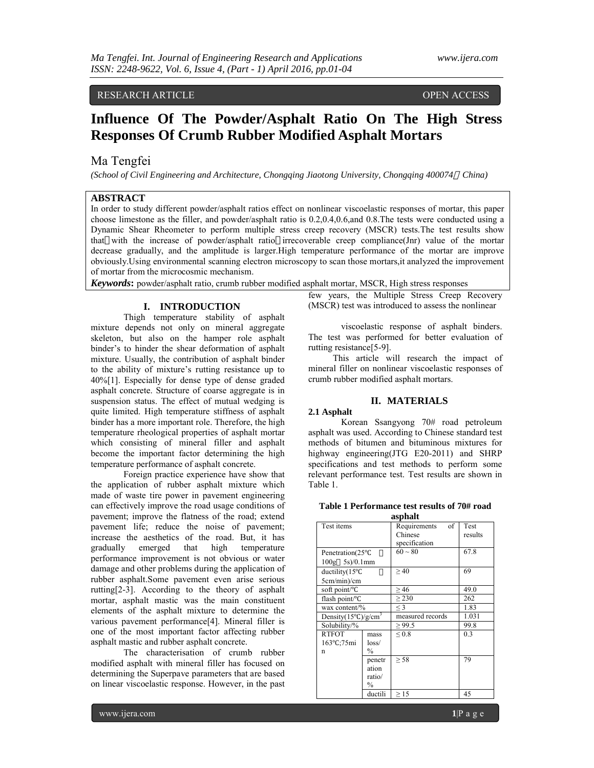# Influence Of The Powder/Asphalt Ratio On The High Stress Responses Of Crumb Rubber Modified Asphalt Mortars

Ma Tengfei

*(School of Civil Engineering and Architecture, Chongqing Jiaotong University, Chongqing 400074，China)*

## ABSTRACT

In order to study different powder/asphalt ratios effect on nonlinear viscoelastic responses of mortar, this paper choose limestone as the filler, and powder/asphalt ratio is 0.2,0.4,0.6,and 0.8.The tests were conducted using a Dynamic Shear Rheometer to perform multiple stress creep recovery (MSCR) tests.The test results show that：with the increase of powder/asphalt ratio，irrecoverable creep compliance(Jnr) value of the mortar decrease gradually, and the amplitude is larger.High temperature performance of the mortar are improve obviously.Using environmental scanning electron microscopy to scan those mortars,it analyzed the improvement of mortar from the microcosmic mechanism.

***Keywords*:** powder/asphalt ratio, crumb rubber modified asphalt mortar, MSCR, High stress responses

## I. INTRODUCTION

Thigh temperature stability of asphalt mixture depends not only on mineral aggregate skeleton, but also on the hamper role asphalt binder's to hinder the shear deformation of asphalt mixture. Usually, the contribution of asphalt binder to the ability of mixture's rutting resistance up to 40%[1]. Especially for dense type of dense graded asphalt concrete. Structure of coarse aggregate is in suspension status. The effect of mutual wedging is quite limited. High temperature stiffness of asphalt binder has a more important role. Therefore, the high temperature rheological properties of asphalt mortar which consisting of mineral filler and asphalt become the important factor determining the high temperature performance of asphalt concrete.

Foreign practice experience have show that the application of rubber asphalt mixture which made of waste tire power in pavement engineering can effectively improve the road usage conditions of pavement; improve the flatness of the road; extend pavement life; reduce the noise of pavement; increase the aesthetics of the road. But, it has gradually emerged that high temperature performance improvement is not obvious or water damage and other problems during the application of rubber asphalt.Some pavement even arise serious rutting[2-3]. According to the theory of asphalt mortar, asphalt mastic was the main constituent elements of the asphalt mixture to determine the various pavement performance[4]. Mineral filler is one of the most important factor affecting rubber asphalt mastic and rubber asphalt concrete.

The characterisation of crumb rubber modified asphalt with mineral filler has focused on determining the Superpave parameters that are based on linear viscoelastic response. However, in the past few years, the Multiple Stress Creep Recovery (MSCR) test was introduced to assess the nonlinear viscoelastic response of asphalt binders. The test was performed for better evaluation of rutting resistance[5-9].

This article will research the impact of mineral filler on nonlinear viscoelastic responses of crumb rubber modified asphalt mortars.

## II. MATERIALS

### 2.1 Asphalt

Korean Ssangyong 70# road petroleum asphalt was used. According to Chinese standard test methods of bitumen and bituminous mixtures for highway engineering(JTG E20-2011) and SHRP specifications and test methods to perform some relevant performance test. Test results are shown in Table 1.

**Table 1 Performance test results of 70# road asphalt**

| Test items | | Requirements of Chinese specification | Test results |
|---|---|---|---|
| Penetration(25℃，100g，5s)/0.1mm | | 60～80 | 67.8 |
| ductility(15℃，5cm/min)/cm | | ≥40 | 69 |
| soft point/℃ | | ≥46 | 49.0 |
| flash point/℃ | | ≥230 | 262 |
| wax content/% | | ≤3 | 1.83 |
| Density(15℃)/g/cm$^3$ | | measured records | 1.031 |
| Solubility/% | | ≥99.5 | 99.8 |
| RTFOT 163℃;75min | mass loss/% | ≤0.8 | 0.3 |
| | penetration ratio/% | ≥58 | 79 |
| | ductili | ≥15 | 45 |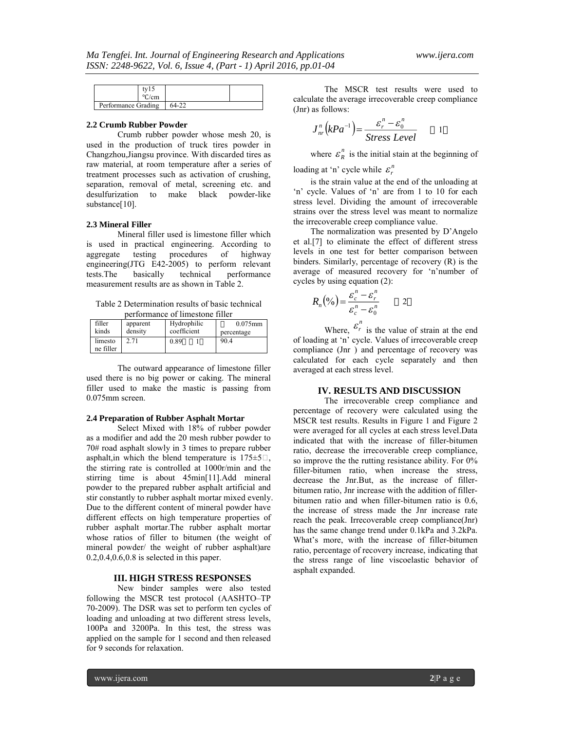|  | ty15 ℃/cm |  |  |
|---|---|---|---|
| Performance Grading |  | 64-22 |  |

### 2.2 Crumb Rubber Powder

Crumb rubber powder whose mesh 20, is used in the production of truck tires powder in Changzhou,Jiangsu province. With discarded tires as raw material, at room temperature after a series of treatment processes such as activation of crushing, separation, removal of metal, screening etc. and desulfurization to make black powder-like substance[10].

### 2.3 Mineral Filler

Mineral filler used is limestone filler which is used in practical engineering. According to aggregate testing procedures of highway engineering(JTG E42-2005) to perform relevant tests.The basically technical performance measurement results are as shown in Table 2.

Table 2 Determination results of basic technical performance of limestone filler

| filler kinds | apparent density | Hydrophilic coefficient | ＜ 0.075mm percentage |
|---|---|---|---|
| limestone filler | 2.71 | 0.89（＜1） | 90.4 |

The outward appearance of limestone filler used there is no big power or caking. The mineral filler used to make the mastic is passing from 0.075mm screen.

### 2.4 Preparation of Rubber Asphalt Mortar

Select Mixed with 18% of rubber powder as a modifier and add the 20 mesh rubber powder to 70# road asphalt slowly in 3 times to prepare rubber asphalt,in which the blend temperature is 175±5℃, the stirring rate is controlled at 1000r/min and the stirring time is about 45min[11].Add mineral powder to the prepared rubber asphalt artificial and stir constantly to rubber asphalt mortar mixed evenly. Due to the different content of mineral powder have different effects on high temperature properties of rubber asphalt mortar.The rubber asphalt mortar whose ratios of filler to bitumen (the weight of mineral powder/ the weight of rubber asphalt)are 0.2,0.4,0.6,0.8 is selected in this paper.

## III. HIGH STRESS RESPONSES

New binder samples were also tested following the MSCR test protocol (AASHTO–TP 70-2009). The DSR was set to perform ten cycles of loading and unloading at two different stress levels, 100Pa and 3200Pa. In this test, the stress was applied on the sample for 1 second and then released for 9 seconds for relaxation.

The MSCR test results were used to calculate the average irrecoverable creep compliance (Jnr) as follows:

$$J_{nr}^{n}\left(kPa^{-1}\right)=\frac{\varepsilon_{r}^{n}-\varepsilon_{0}^{n}}{Stress\ Level} \quad （1）$$

where $\varepsilon_{R}^{n}$ is the initial stain at the beginning of loading at 'n' cycle while $\varepsilon_{r}^{n}$ is the strain value at the end of the unloading at 'n' cycle. Values of 'n' are from 1 to 10 for each stress level. Dividing the amount of irrecoverable strains over the stress level was meant to normalize the irrecoverable creep compliance value.

The normalization was presented by D'Angelo et al.[7] to eliminate the effect of different stress levels in one test for better comparison between binders. Similarly, percentage of recovery (R) is the average of measured recovery for 'n'number of cycles by using equation (2):

$$R_{n}(\%)=\frac{\varepsilon_{c}^{n}-\varepsilon_{r}^{n}}{\varepsilon_{c}^{n}-\varepsilon_{0}^{n}} \quad （2）$$

Where, $\varepsilon_{r}^{n}$ is the value of strain at the end of loading at 'n' cycle. Values of irrecoverable creep compliance (Jnr ) and percentage of recovery was calculated for each cycle separately and then averaged at each stress level.

## IV. RESULTS AND DISCUSSION

The irrecoverable creep compliance and percentage of recovery were calculated using the MSCR test results. Results in Figure 1 and Figure 2 were averaged for all cycles at each stress level.Data indicated that with the increase of filler-bitumen ratio, decrease the irrecoverable creep compliance, so improve the the rutting resistance ability. For 0% filler-bitumen ratio, when increase the stress, decrease the Jnr.But, as the increase of filler-bitumen ratio, Jnr increase with the addition of filler-bitumen ratio and when filler-bitumen ratio is 0.6, the increase of stress made the Jnr increase rate reach the peak. Irrecoverable creep compliance(Jnr) has the same change trend under 0.1kPa and 3.2kPa. What's more, with the increase of filler-bitumen ratio, percentage of recovery increase, indicating that the stress range of line viscoelastic behavior of asphalt expanded.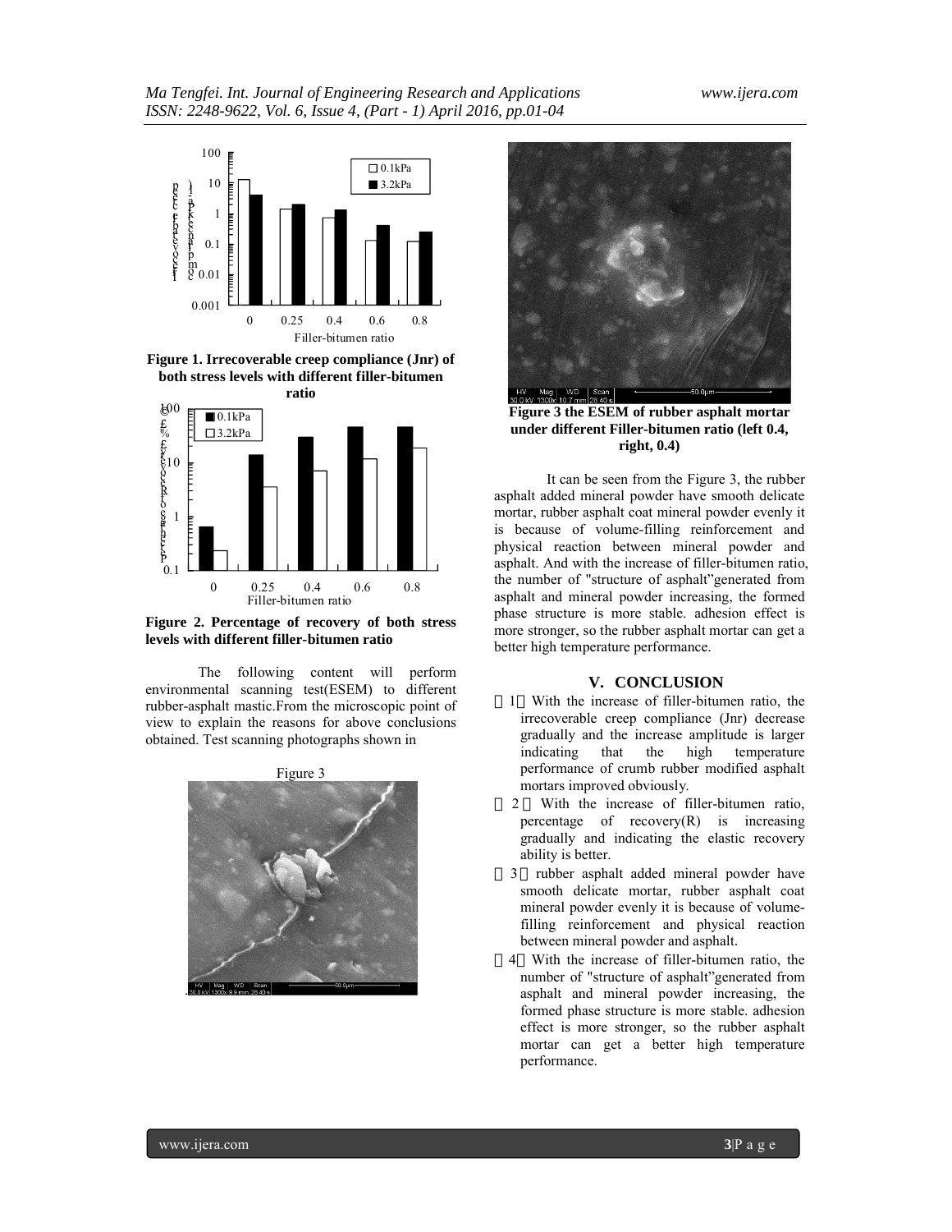Figure 1. Irrecoverable creep compliance (Jnr) of both stress levels with different filler-bitumen ratio

Figure 2. Percentage of recovery of both stress levels with different filler-bitumen ratio

The following content will perform environmental scanning test(ESEM) to different rubber-asphalt mastic.From the microscopic point of view to explain the reasons for above conclusions obtained. Test scanning photographs shown in

Figure 3

Figure 3 the ESEM of rubber asphalt mortar under different Filler-bitumen ratio (left 0.4, right, 0.4)

It can be seen from the Figure 3, the rubber asphalt added mineral powder have smooth delicate mortar, rubber asphalt coat mineral powder evenly it is because of volume-filling reinforcement and physical reaction between mineral powder and asphalt. And with the increase of filler-bitumen ratio, the number of "structure of asphalt"generated from asphalt and mineral powder increasing, the formed phase structure is more stable. adhesion effect is more stronger, so the rubber asphalt mortar can get a better high temperature performance.

## V. CONCLUSION

（1）With the increase of filler-bitumen ratio, the irrecoverable creep compliance (Jnr) decrease gradually and the increase amplitude is larger indicating that the high temperature performance of crumb rubber modified asphalt mortars improved obviously.

（2）With the increase of filler-bitumen ratio, percentage of recovery(R) is increasing gradually and indicating the elastic recovery ability is better.

（3）rubber asphalt added mineral powder have smooth delicate mortar, rubber asphalt coat mineral powder evenly it is because of volume-filling reinforcement and physical reaction between mineral powder and asphalt.

（4）With the increase of filler-bitumen ratio, the number of "structure of asphalt"generated from asphalt and mineral powder increasing, the formed phase structure is more stable. adhesion effect is more stronger, so the rubber asphalt mortar can get a better high temperature performance.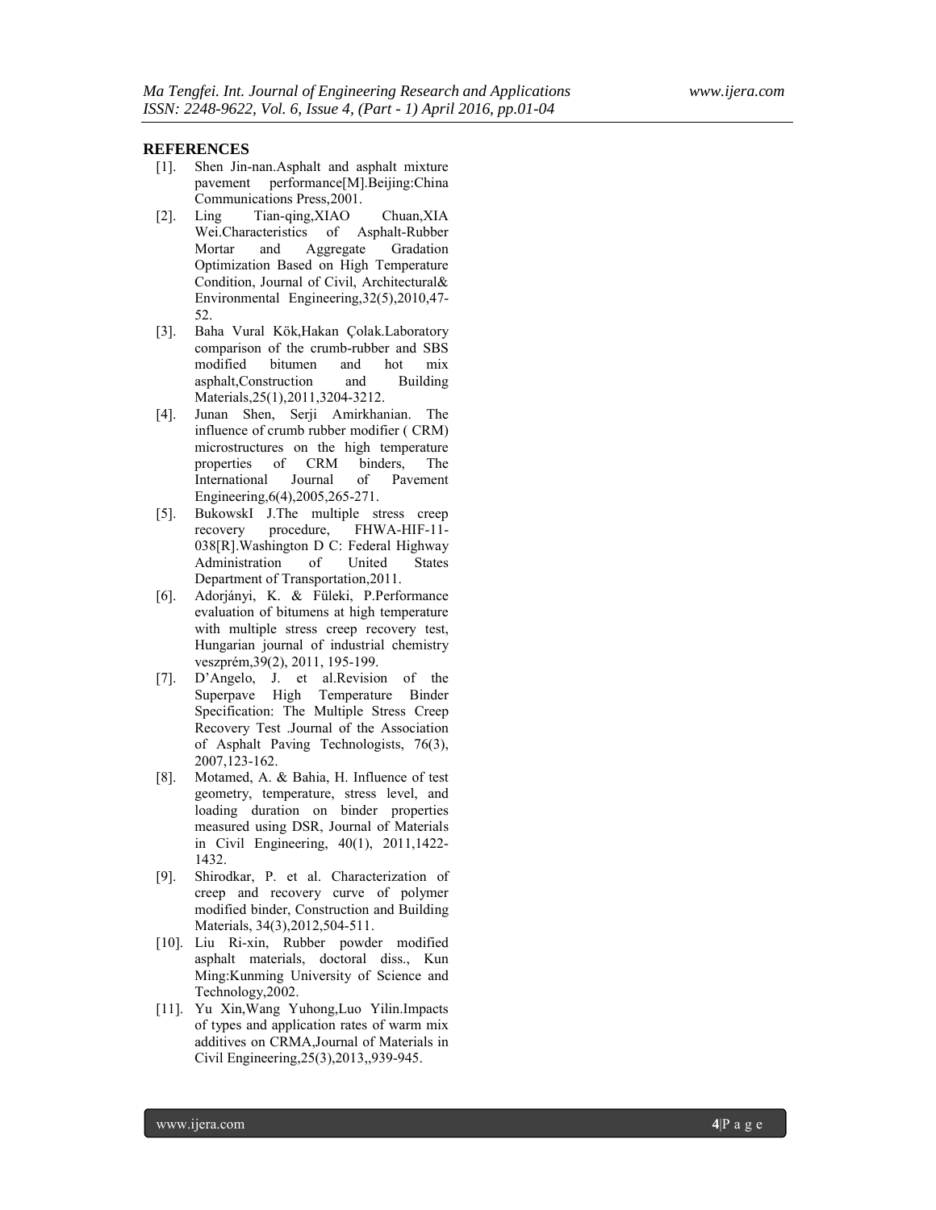## REFERENCES

[1]. Shen Jin-nan.Asphalt and asphalt mixture pavement performance[M].Beijing:China Communications Press,2001.

[2]. Ling Tian-qing,XIAO Chuan,XIA Wei.Characteristics of Asphalt-Rubber Mortar and Aggregate Gradation Optimization Based on High Temperature Condition, Journal of Civil, Architectural& Environmental Engineering,32(5),2010,47-52.

[3]. Baha Vural Kök,Hakan Çolak.Laboratory comparison of the crumb-rubber and SBS modified bitumen and hot mix asphalt,Construction and Building Materials,25(1),2011,3204-3212.

[4]. Junan Shen, Serji Amirkhanian. The influence of crumb rubber modifier ( CRM) microstructures on the high temperature properties of CRM binders, The International Journal of Pavement Engineering,6(4),2005,265-271.

[5]. BukowskI J.The multiple stress creep recovery procedure, FHWA-HIF-11-038[R].Washington D C: Federal Highway Administration of United States Department of Transportation,2011.

[6]. Adorjányi, K. & Füleki, P.Performance evaluation of bitumens at high temperature with multiple stress creep recovery test, Hungarian journal of industrial chemistry veszprém,39(2), 2011, 195-199.

[7]. D'Angelo, J. et al.Revision of the Superpave High Temperature Binder Specification: The Multiple Stress Creep Recovery Test .Journal of the Association of Asphalt Paving Technologists, 76(3), 2007,123-162.

[8]. Motamed, A. & Bahia, H. Influence of test geometry, temperature, stress level, and loading duration on binder properties measured using DSR, Journal of Materials in Civil Engineering, 40(1), 2011,1422-1432.

[9]. Shirodkar, P. et al. Characterization of creep and recovery curve of polymer modified binder, Construction and Building Materials, 34(3),2012,504-511.

[10]. Liu Ri-xin, Rubber powder modified asphalt materials, doctoral diss., Kun Ming:Kunming University of Science and Technology,2002.

[11]. Yu Xin,Wang Yuhong,Luo Yilin.Impacts of types and application rates of warm mix additives on CRMA,Journal of Materials in Civil Engineering,25(3),2013,,939-945.